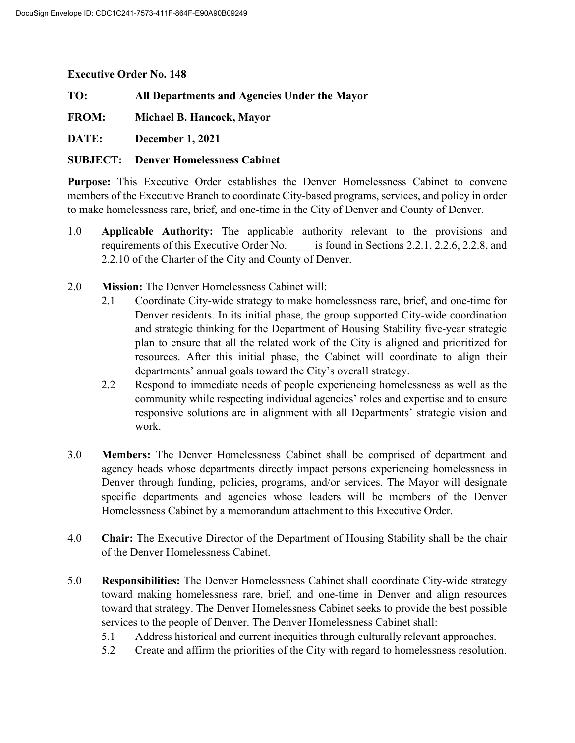**Executive Order No. 148**

**TO:** All Departments and Agencies Under the Mayor

**FROM:** Michael B. Hancock, Mayor

**DATE:** December 1, 2021

**SUBJECT:** Denver Homelessness Cabinet

**Purpose:** This Executive Order establishes the Denver Homelessness Cabinet to convene members of the Executive Branch to coordinate City-based programs, services, and policy in order to make homelessness rare, brief, and one-time in the City of Denver and County of Denver.

1.0 **Applicable Authority:** The applicable authority relevant to the provisions and requirements of this Executive Order No. ____ is found in Sections 2.2.1, 2.2.6, 2.2.8, and 2.2.10 of the Charter of the City and County of Denver.

2.0 **Mission:** The Denver Homelessness Cabinet will:

2.1 Coordinate City-wide strategy to make homelessness rare, brief, and one-time for Denver residents. In its initial phase, the group supported City-wide coordination and strategic thinking for the Department of Housing Stability five-year strategic plan to ensure that all the related work of the City is aligned and prioritized for resources. After this initial phase, the Cabinet will coordinate to align their departments' annual goals toward the City's overall strategy.

2.2 Respond to immediate needs of people experiencing homelessness as well as the community while respecting individual agencies' roles and expertise and to ensure responsive solutions are in alignment with all Departments' strategic vision and work.

3.0 **Members:** The Denver Homelessness Cabinet shall be comprised of department and agency heads whose departments directly impact persons experiencing homelessness in Denver through funding, policies, programs, and/or services. The Mayor will designate specific departments and agencies whose leaders will be members of the Denver Homelessness Cabinet by a memorandum attachment to this Executive Order.

4.0 **Chair:** The Executive Director of the Department of Housing Stability shall be the chair of the Denver Homelessness Cabinet.

5.0 **Responsibilities:** The Denver Homelessness Cabinet shall coordinate City-wide strategy toward making homelessness rare, brief, and one-time in Denver and align resources toward that strategy. The Denver Homelessness Cabinet seeks to provide the best possible services to the people of Denver. The Denver Homelessness Cabinet shall:

5.1 Address historical and current inequities through culturally relevant approaches.

5.2 Create and affirm the priorities of the City with regard to homelessness resolution.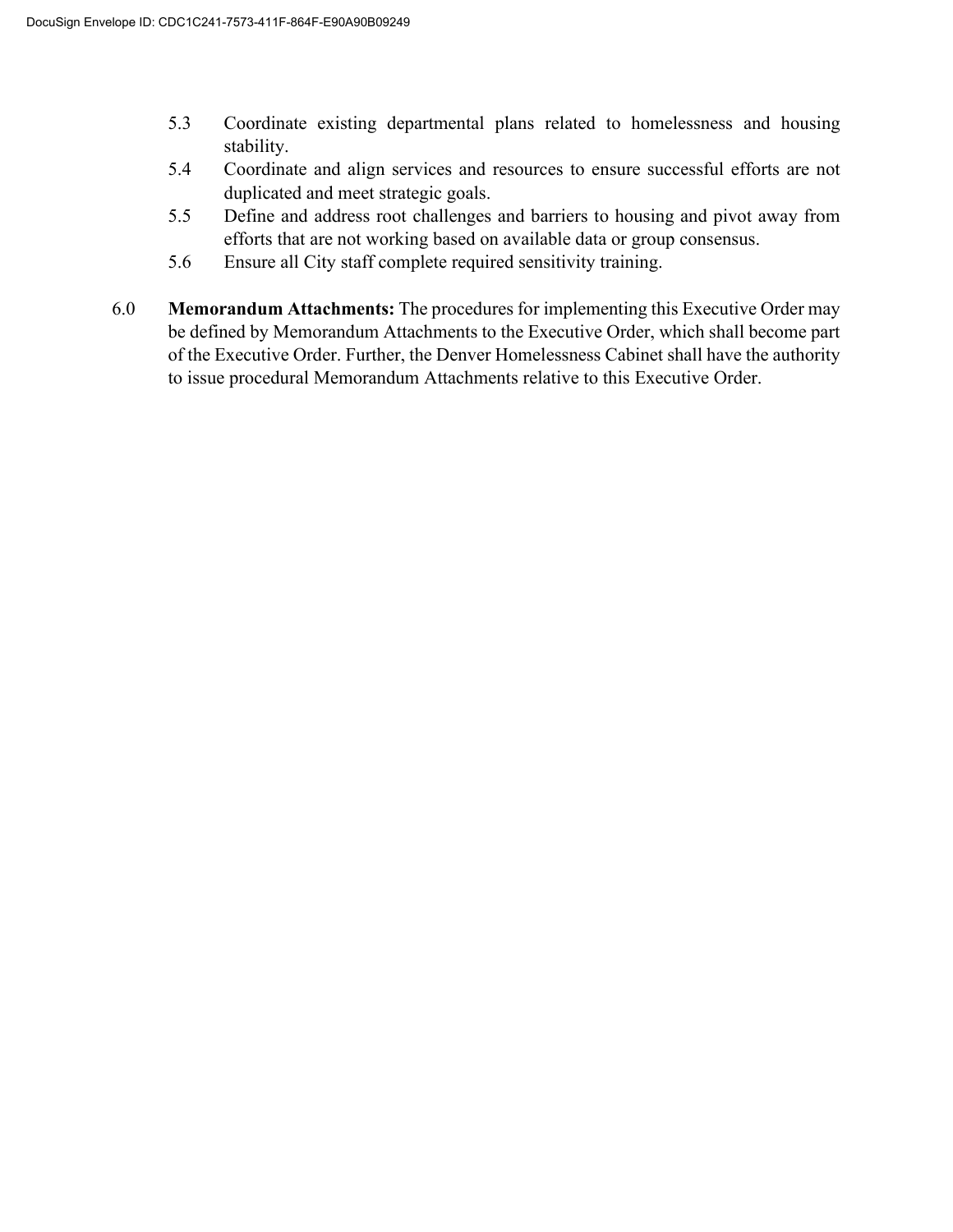5.3 Coordinate existing departmental plans related to homelessness and housing stability.

5.4 Coordinate and align services and resources to ensure successful efforts are not duplicated and meet strategic goals.

5.5 Define and address root challenges and barriers to housing and pivot away from efforts that are not working based on available data or group consensus.

5.6 Ensure all City staff complete required sensitivity training.

6.0 **Memorandum Attachments:** The procedures for implementing this Executive Order may be defined by Memorandum Attachments to the Executive Order, which shall become part of the Executive Order. Further, the Denver Homelessness Cabinet shall have the authority to issue procedural Memorandum Attachments relative to this Executive Order.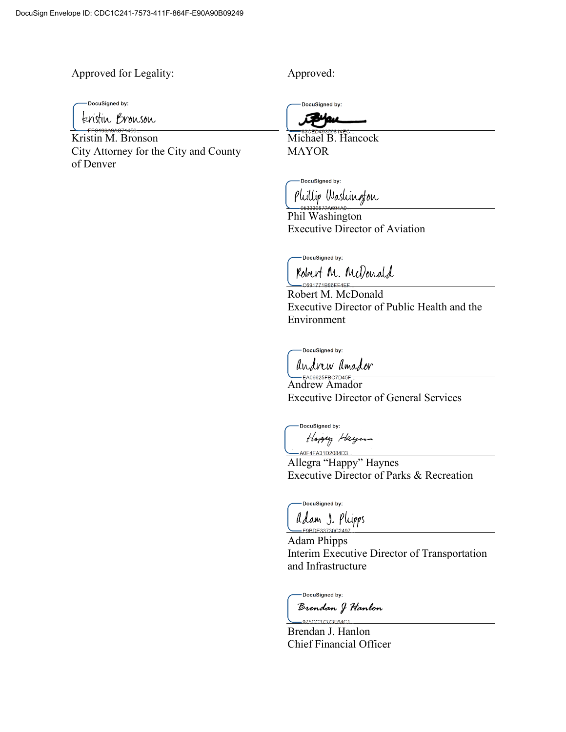DocuSign Envelope ID: CDC1C241-7573-411F-864F-E90A90B09249

Approved for Legality:

DocuSigned by:
Kristin Bronson
FFC196A9AC71459...

Kristin M. Bronson
City Attorney for the City and County of Denver

Approved:

DocuSigned by:
63CED49359814EC...

Michael B. Hancock
MAYOR

DocuSigned by:
Phillip Washington
053339872A694A9...

Phil Washington
Executive Director of Aviation

DocuSigned by:
Robert M. McDonald
C691771B86FE4EF...

Robert M. McDonald
Executive Director of Public Health and the Environment

DocuSigned by:
Andrew Amador
EA06025FBC7D45F...

Andrew Amador
Executive Director of General Services

DocuSigned by:
Happy Haynes
A0F4FA31D2084D3...

Allegra "Happy" Haynes
Executive Director of Parks & Recreation

DocuSigned by:
Adam J. Phipps
E9BDE33730C2497...

Adam Phipps
Interim Executive Director of Transportation and Infrastructure

DocuSigned by:
Brendan J Hanlon
975CC37373E64C1...

Brendan J. Hanlon
Chief Financial Officer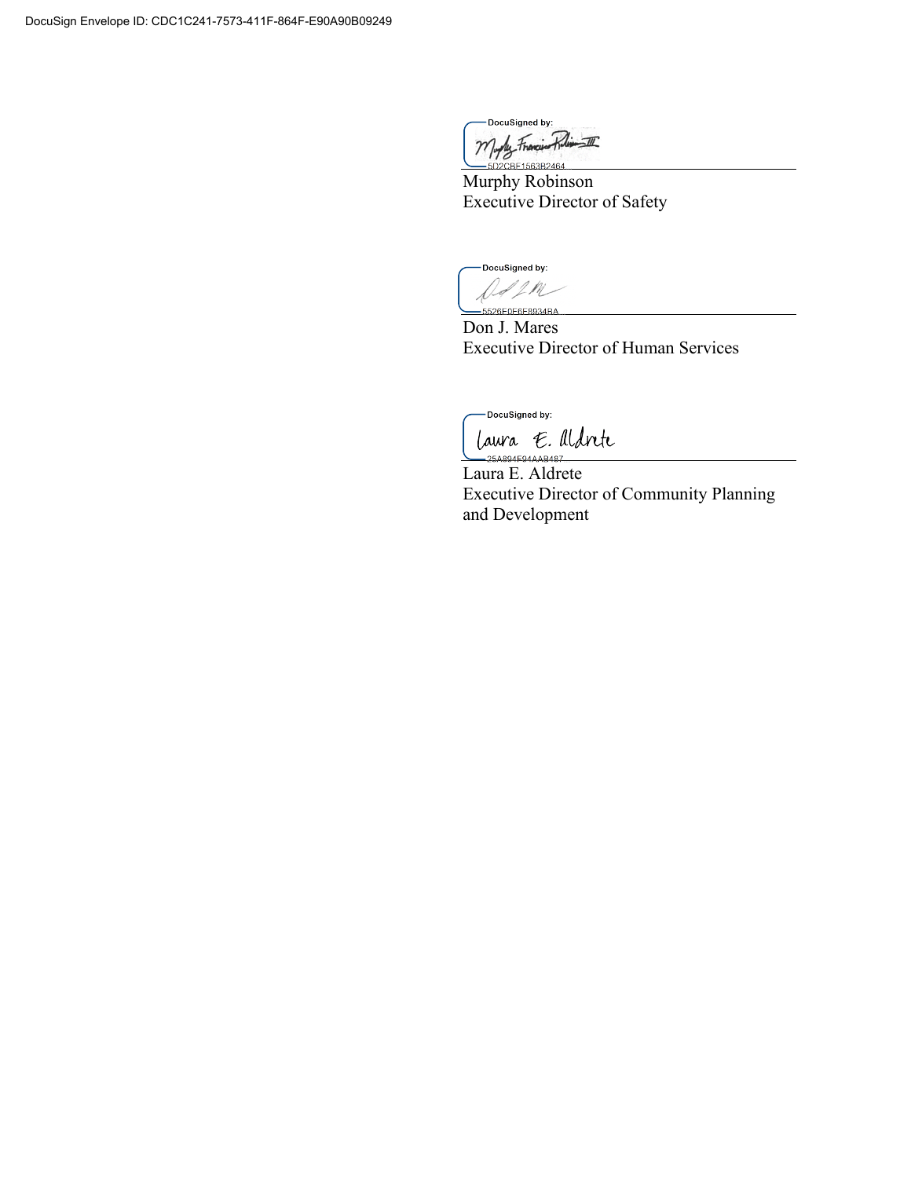DocuSigned by:

Murphy Francisco Robinson III

5D2CBF1563B2464

Murphy Robinson
Executive Director of Safety

DocuSigned by:

Don J. Mares

5526F0E6F8934BA...

Don J. Mares
Executive Director of Human Services

DocuSigned by:

Laura E. Aldrete

25A894F94AAB487

Laura E. Aldrete
Executive Director of Community Planning and Development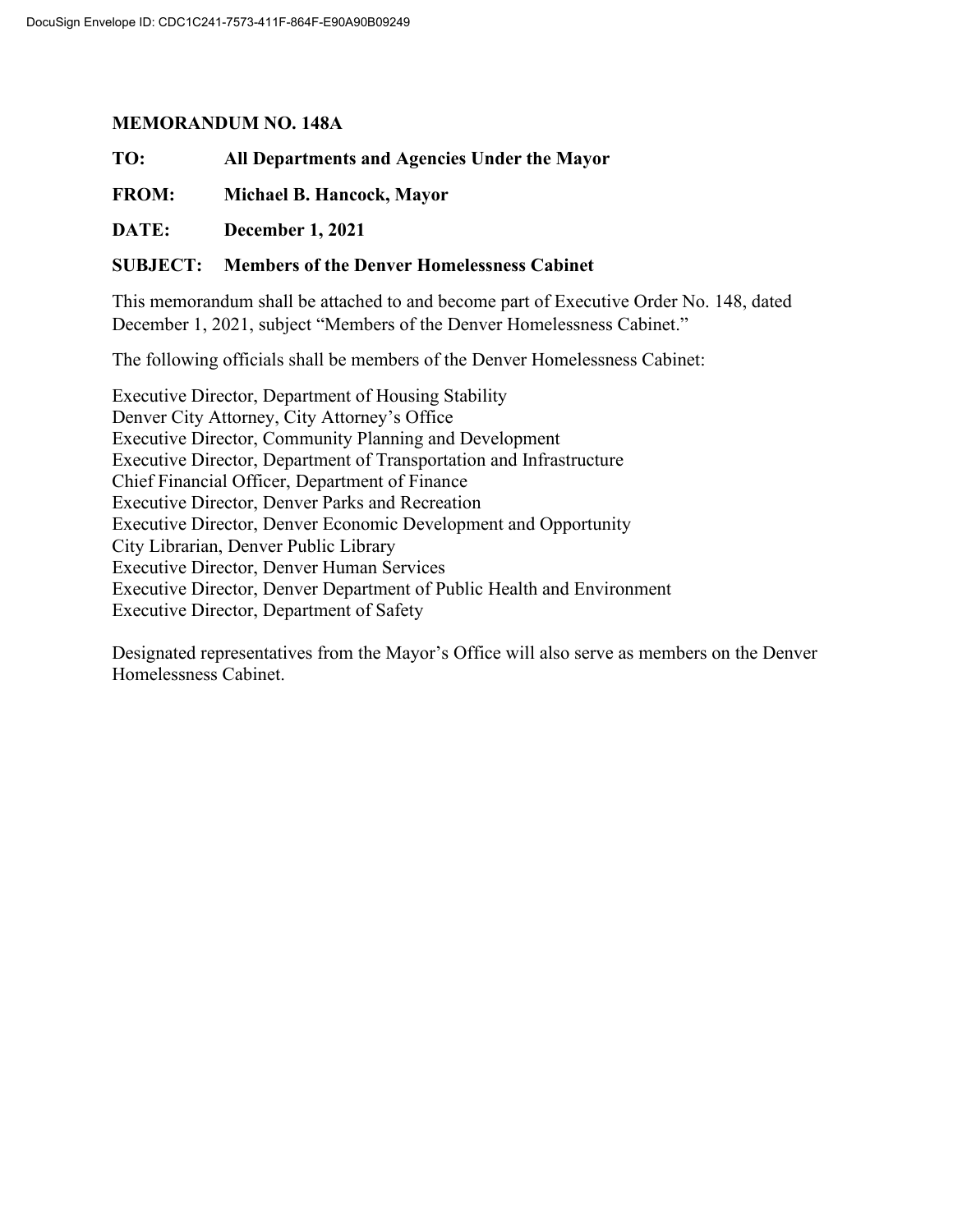DocuSign Envelope ID: CDC1C241-7573-411F-864F-E90A90B09249

**MEMORANDUM NO. 148A**

**TO:** **All Departments and Agencies Under the Mayor**

**FROM:** **Michael B. Hancock, Mayor**

**DATE:** **December 1, 2021**

**SUBJECT:** **Members of the Denver Homelessness Cabinet**

This memorandum shall be attached to and become part of Executive Order No. 148, dated December 1, 2021, subject "Members of the Denver Homelessness Cabinet."

The following officials shall be members of the Denver Homelessness Cabinet:

Executive Director, Department of Housing Stability
Denver City Attorney, City Attorney's Office
Executive Director, Community Planning and Development
Executive Director, Department of Transportation and Infrastructure
Chief Financial Officer, Department of Finance
Executive Director, Denver Parks and Recreation
Executive Director, Denver Economic Development and Opportunity
City Librarian, Denver Public Library
Executive Director, Denver Human Services
Executive Director, Denver Department of Public Health and Environment
Executive Director, Department of Safety

Designated representatives from the Mayor's Office will also serve as members on the Denver Homelessness Cabinet.